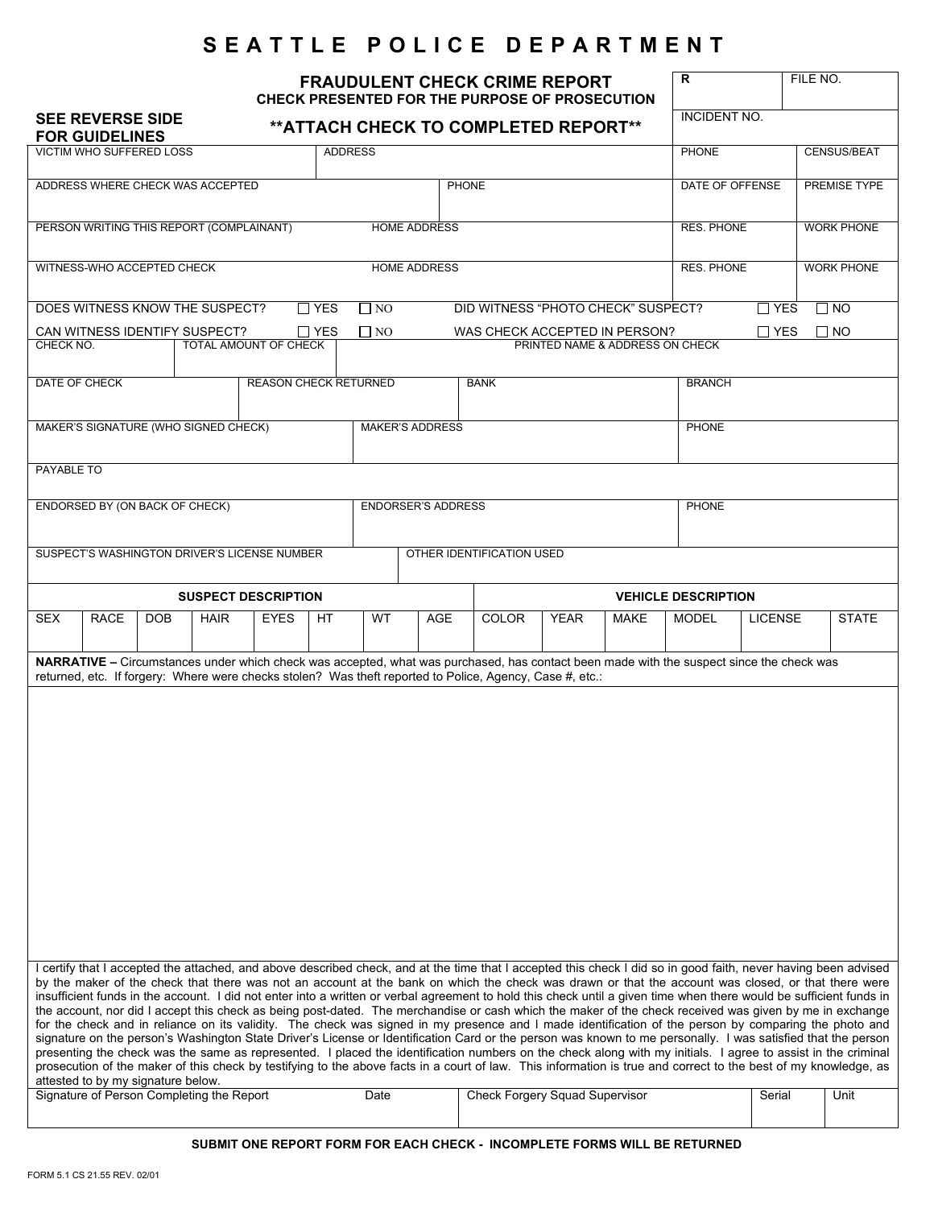# SEATTLE POLICE DEPARTMENT

## FRAUDULENT CHECK CRIME REPORT

**CHECK PRESENTED FOR THE PURPOSE OF PROSECUTION**

**SEE REVERSE SIDE FOR GUIDELINES**

****ATTACH CHECK TO COMPLETED REPORT****

| R | FILE NO. |
|---|---|
| INCIDENT NO. | |

| VICTIM WHO SUFFERED LOSS | ADDRESS | PHONE | CENSUS/BEAT |
|---|---|---|---|
| | | | |

| ADDRESS WHERE CHECK WAS ACCEPTED | PHONE | DATE OF OFFENSE | PREMISE TYPE |
|---|---|---|---|
| | | | |

| PERSON WRITING THIS REPORT (COMPLAINANT) | HOME ADDRESS | RES. PHONE | WORK PHONE |
|---|---|---|---|
| | | | |

| WITNESS-WHO ACCEPTED CHECK | HOME ADDRESS | RES. PHONE | WORK PHONE |
|---|---|---|---|
| | | | |

DOES WITNESS KNOW THE SUSPECT? ☐ YES ☐ NO   DID WITNESS "PHOTO CHECK" SUSPECT? ☐ YES ☐ NO

CAN WITNESS IDENTIFY SUSPECT? ☐ YES ☐ NO   WAS CHECK ACCEPTED IN PERSON? ☐ YES ☐ NO

| CHECK NO. | TOTAL AMOUNT OF CHECK | PRINTED NAME & ADDRESS ON CHECK |
|---|---|---|
| | | |

| DATE OF CHECK | REASON CHECK RETURNED | BANK | BRANCH |
|---|---|---|---|
| | | | |

| MAKER'S SIGNATURE (WHO SIGNED CHECK) | MAKER'S ADDRESS | PHONE |
|---|---|---|
| | | |

| PAYABLE TO |
|---|
| |

| ENDORSED BY (ON BACK OF CHECK) | ENDORSER'S ADDRESS | PHONE |
|---|---|---|
| | | |

| SUSPECT'S WASHINGTON DRIVER'S LICENSE NUMBER | OTHER IDENTIFICATION USED |
|---|---|
| | |

| SUSPECT DESCRIPTION | | | | | | | | VEHICLE DESCRIPTION | | | | | |
|---|---|---|---|---|---|---|---|---|---|---|---|---|---|
| SEX | RACE | DOB | HAIR | EYES | HT | WT | AGE | COLOR | YEAR | MAKE | MODEL | LICENSE | STATE |
| | | | | | | | | | | | | | |

**NARRATIVE –** Circumstances under which check was accepted, what was purchased, has contact been made with the suspect since the check was returned, etc. If forgery: Where were checks stolen? Was theft reported to Police, Agency, Case #, etc.:

I certify that I accepted the attached, and above described check, and at the time that I accepted this check I did so in good faith, never having been advised by the maker of the check that there was not an account at the bank on which the check was drawn or that the account was closed, or that there were insufficient funds in the account. I did not enter into a written or verbal agreement to hold this check until a given time when there would be sufficient funds in the account, nor did I accept this check as being post-dated. The merchandise or cash which the maker of the check received was given by me in exchange for the check and in reliance on its validity. The check was signed in my presence and I made identification of the person by comparing the photo and signature on the person's Washington State Driver's License or Identification Card or the person was known to me personally. I was satisfied that the person presenting the check was the same as represented. I placed the identification numbers on the check along with my initials. I agree to assist in the criminal prosecution of the maker of this check by testifying to the above facts in a court of law. This information is true and correct to the best of my knowledge, as attested to by my signature below.

| Signature of Person Completing the Report | Date | Check Forgery Squad Supervisor | Serial | Unit |
|---|---|---|---|---|
| | | | | |

**SUBMIT ONE REPORT FORM FOR EACH CHECK - INCOMPLETE FORMS WILL BE RETURNED**

FORM 5.1 CS 21.55 REV. 02/01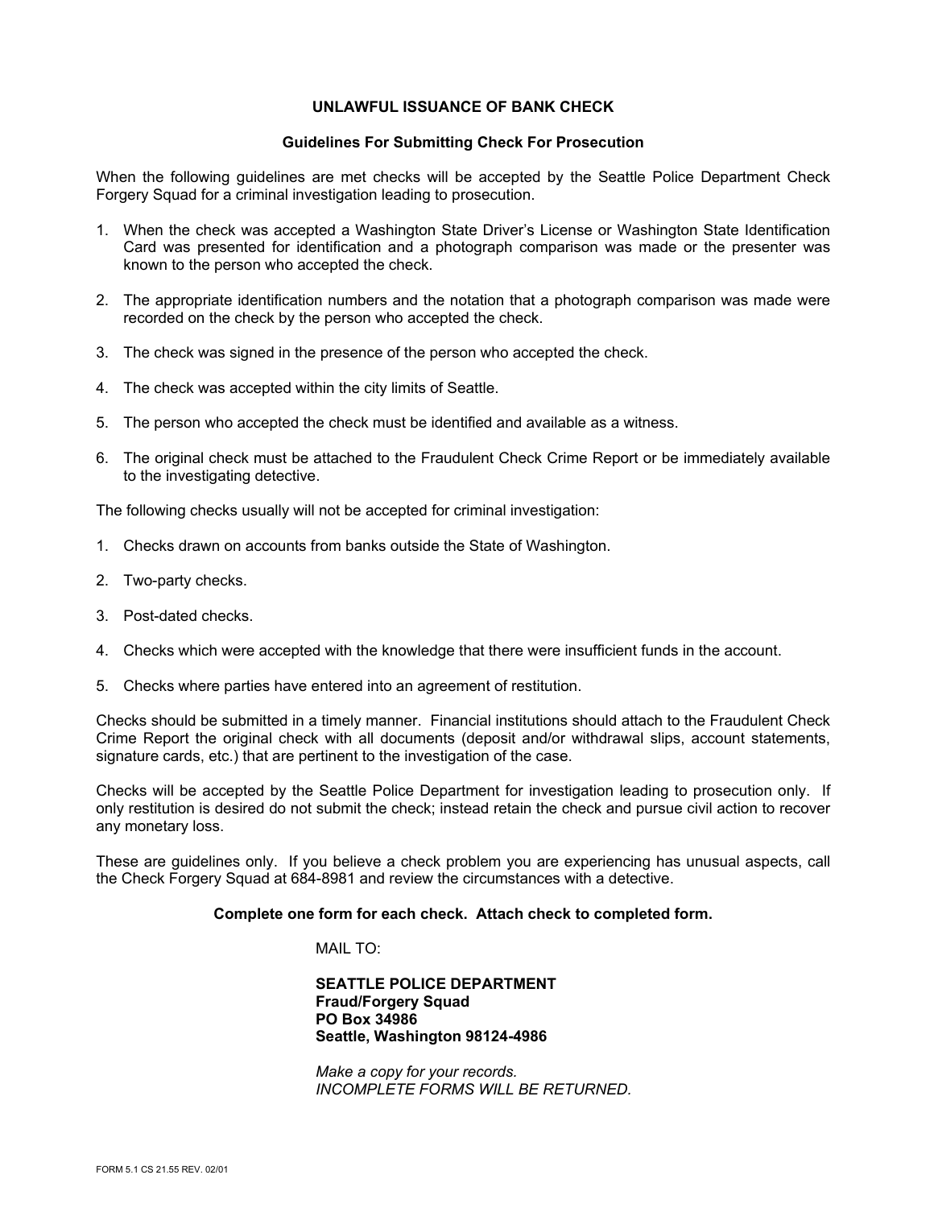## UNLAWFUL ISSUANCE OF BANK CHECK

### Guidelines For Submitting Check For Prosecution

When the following guidelines are met checks will be accepted by the Seattle Police Department Check Forgery Squad for a criminal investigation leading to prosecution.

1. When the check was accepted a Washington State Driver's License or Washington State Identification Card was presented for identification and a photograph comparison was made or the presenter was known to the person who accepted the check.

2. The appropriate identification numbers and the notation that a photograph comparison was made were recorded on the check by the person who accepted the check.

3. The check was signed in the presence of the person who accepted the check.

4. The check was accepted within the city limits of Seattle.

5. The person who accepted the check must be identified and available as a witness.

6. The original check must be attached to the Fraudulent Check Crime Report or be immediately available to the investigating detective.

The following checks usually will not be accepted for criminal investigation:

1. Checks drawn on accounts from banks outside the State of Washington.

2. Two-party checks.

3. Post-dated checks.

4. Checks which were accepted with the knowledge that there were insufficient funds in the account.

5. Checks where parties have entered into an agreement of restitution.

Checks should be submitted in a timely manner. Financial institutions should attach to the Fraudulent Check Crime Report the original check with all documents (deposit and/or withdrawal slips, account statements, signature cards, etc.) that are pertinent to the investigation of the case.

Checks will be accepted by the Seattle Police Department for investigation leading to prosecution only. If only restitution is desired do not submit the check; instead retain the check and pursue civil action to recover any monetary loss.

These are guidelines only. If you believe a check problem you are experiencing has unusual aspects, call the Check Forgery Squad at 684-8981 and review the circumstances with a detective.

**Complete one form for each check. Attach check to completed form.**

MAIL TO:

**SEATTLE POLICE DEPARTMENT**
**Fraud/Forgery Squad**
**PO Box 34986**
**Seattle, Washington 98124-4986**

*Make a copy for your records.*
*INCOMPLETE FORMS WILL BE RETURNED.*

FORM 5.1 CS 21.55 REV. 02/01